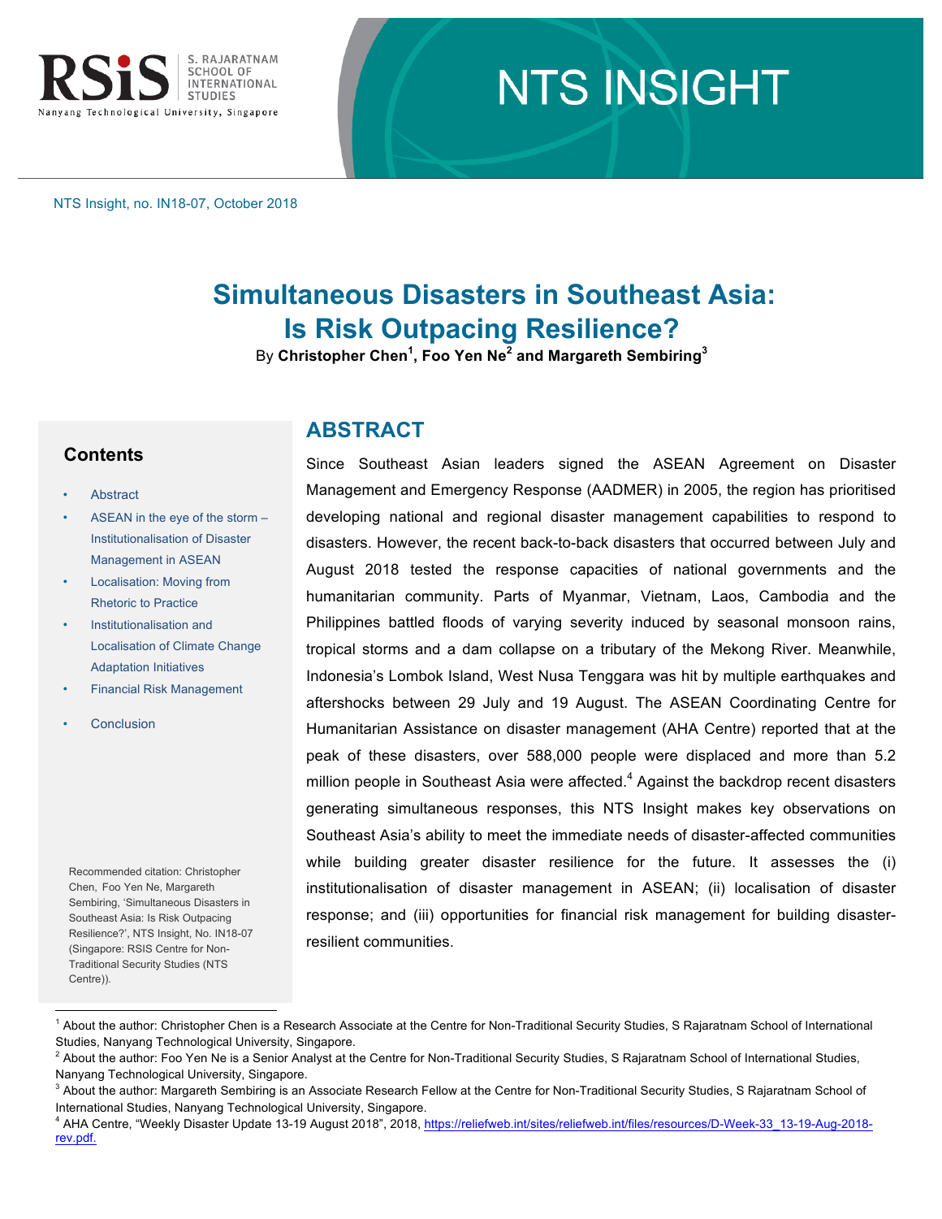NTS Insight, no. IN18-07, October 2018

# Simultaneous Disasters in Southeast Asia: Is Risk Outpacing Resilience?

By **Christopher Chen[1], Foo Yen Ne[2] and Margareth Sembiring[3]**

## Contents

- Abstract
- ASEAN in the eye of the storm – Institutionalisation of Disaster Management in ASEAN
- Localisation: Moving from Rhetoric to Practice
- Institutionalisation and Localisation of Climate Change Adaptation Initiatives
- Financial Risk Management
- Conclusion

Recommended citation: Christopher Chen, Foo Yen Ne, Margareth Sembiring, 'Simultaneous Disasters in Southeast Asia: Is Risk Outpacing Resilience?', NTS Insight, No. IN18-07 (Singapore: RSIS Centre for Non-Traditional Security Studies (NTS Centre)).

## ABSTRACT

Since Southeast Asian leaders signed the ASEAN Agreement on Disaster Management and Emergency Response (AADMER) in 2005, the region has prioritised developing national and regional disaster management capabilities to respond to disasters. However, the recent back-to-back disasters that occurred between July and August 2018 tested the response capacities of national governments and the humanitarian community. Parts of Myanmar, Vietnam, Laos, Cambodia and the Philippines battled floods of varying severity induced by seasonal monsoon rains, tropical storms and a dam collapse on a tributary of the Mekong River. Meanwhile, Indonesia's Lombok Island, West Nusa Tenggara was hit by multiple earthquakes and aftershocks between 29 July and 19 August. The ASEAN Coordinating Centre for Humanitarian Assistance on disaster management (AHA Centre) reported that at the peak of these disasters, over 588,000 people were displaced and more than 5.2 million people in Southeast Asia were affected.[4] Against the backdrop recent disasters generating simultaneous responses, this NTS Insight makes key observations on Southeast Asia's ability to meet the immediate needs of disaster-affected communities while building greater disaster resilience for the future. It assesses the (i) institutionalisation of disaster management in ASEAN; (ii) localisation of disaster response; and (iii) opportunities for financial risk management for building disaster-resilient communities.

---

[1] About the author: Christopher Chen is a Research Associate at the Centre for Non-Traditional Security Studies, S Rajaratnam School of International Studies, Nanyang Technological University, Singapore.

[2] About the author: Foo Yen Ne is a Senior Analyst at the Centre for Non-Traditional Security Studies, S Rajaratnam School of International Studies, Nanyang Technological University, Singapore.

[3] About the author: Margareth Sembiring is an Associate Research Fellow at the Centre for Non-Traditional Security Studies, S Rajaratnam School of International Studies, Nanyang Technological University, Singapore.

[4] AHA Centre, "Weekly Disaster Update 13-19 August 2018", 2018, https://reliefweb.int/sites/reliefweb.int/files/resources/D-Week-33_13-19-Aug-2018-rev.pdf.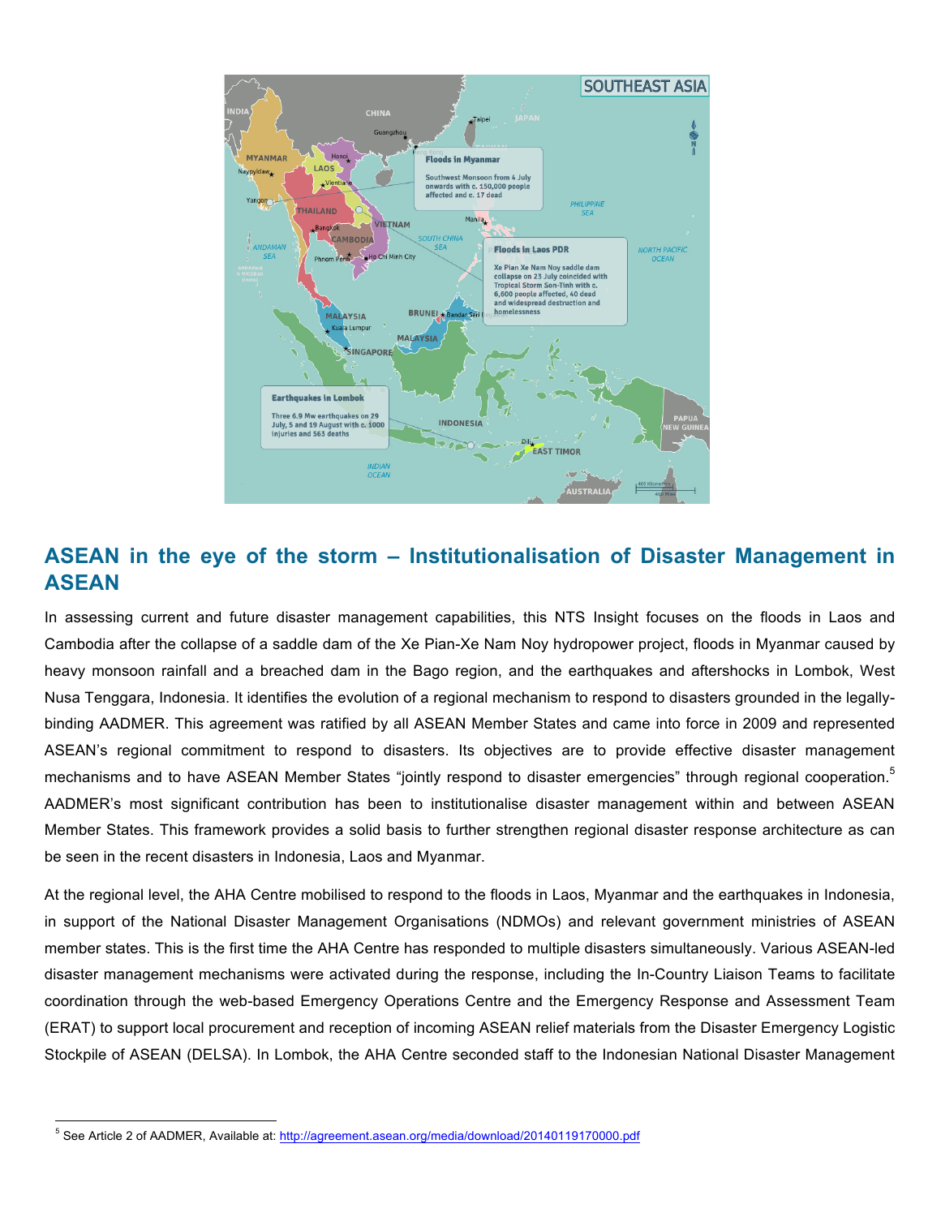## ASEAN in the eye of the storm – Institutionalisation of Disaster Management in ASEAN

In assessing current and future disaster management capabilities, this NTS Insight focuses on the floods in Laos and Cambodia after the collapse of a saddle dam of the Xe Pian-Xe Nam Noy hydropower project, floods in Myanmar caused by heavy monsoon rainfall and a breached dam in the Bago region, and the earthquakes and aftershocks in Lombok, West Nusa Tenggara, Indonesia. It identifies the evolution of a regional mechanism to respond to disasters grounded in the legally-binding AADMER. This agreement was ratified by all ASEAN Member States and came into force in 2009 and represented ASEAN's regional commitment to respond to disasters. Its objectives are to provide effective disaster management mechanisms and to have ASEAN Member States "jointly respond to disaster emergencies" through regional cooperation.[5] AADMER's most significant contribution has been to institutionalise disaster management within and between ASEAN Member States. This framework provides a solid basis to further strengthen regional disaster response architecture as can be seen in the recent disasters in Indonesia, Laos and Myanmar.

At the regional level, the AHA Centre mobilised to respond to the floods in Laos, Myanmar and the earthquakes in Indonesia, in support of the National Disaster Management Organisations (NDMOs) and relevant government ministries of ASEAN member states. This is the first time the AHA Centre has responded to multiple disasters simultaneously. Various ASEAN-led disaster management mechanisms were activated during the response, including the In-Country Liaison Teams to facilitate coordination through the web-based Emergency Operations Centre and the Emergency Response and Assessment Team (ERAT) to support local procurement and reception of incoming ASEAN relief materials from the Disaster Emergency Logistic Stockpile of ASEAN (DELSA). In Lombok, the AHA Centre seconded staff to the Indonesian National Disaster Management

[5] See Article 2 of AADMER, Available at: http://agreement.asean.org/media/download/20140119170000.pdf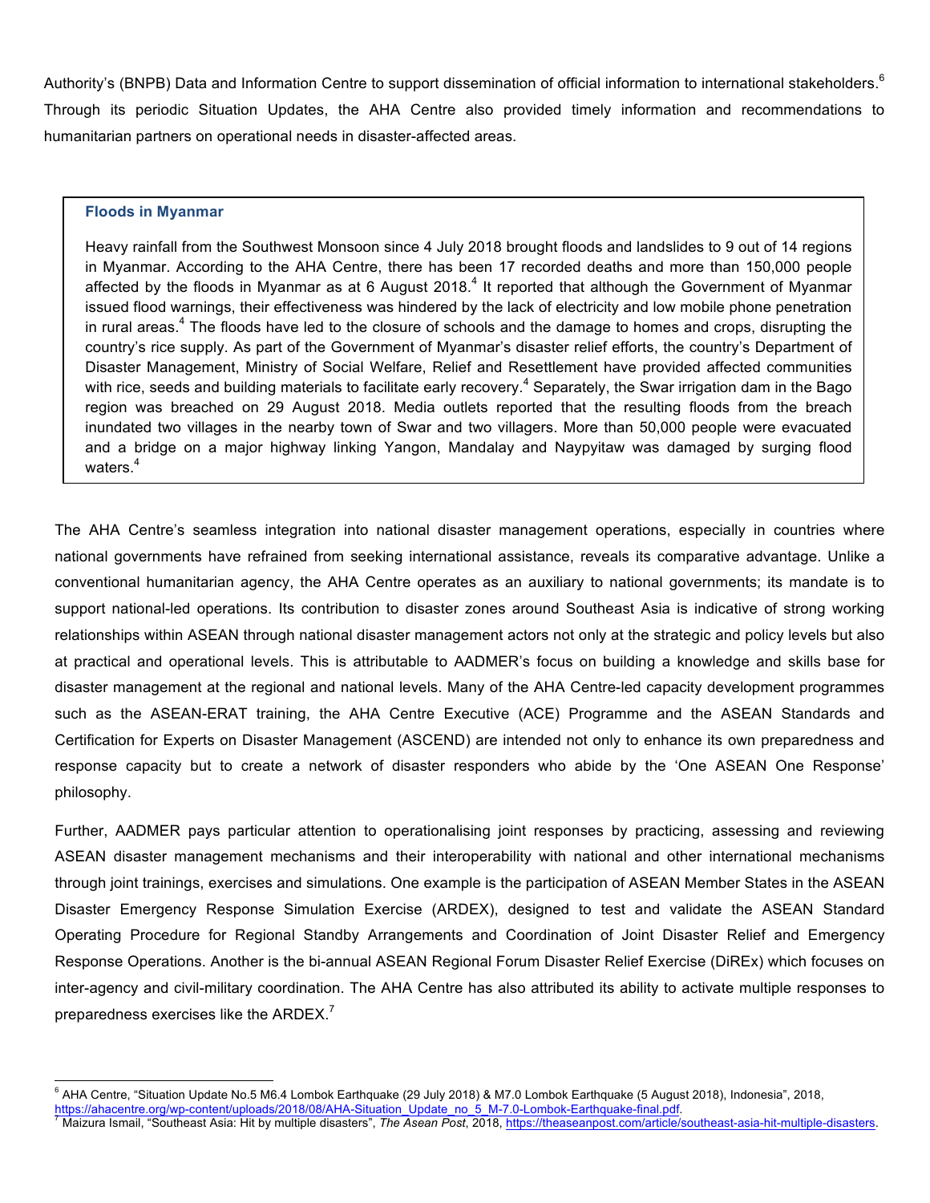Authority's (BNPB) Data and Information Centre to support dissemination of official information to international stakeholders.[6] Through its periodic Situation Updates, the AHA Centre also provided timely information and recommendations to humanitarian partners on operational needs in disaster-affected areas.

> **Floods in Myanmar**
>
> Heavy rainfall from the Southwest Monsoon since 4 July 2018 brought floods and landslides to 9 out of 14 regions in Myanmar. According to the AHA Centre, there has been 17 recorded deaths and more than 150,000 people affected by the floods in Myanmar as at 6 August 2018.[4] It reported that although the Government of Myanmar issued flood warnings, their effectiveness was hindered by the lack of electricity and low mobile phone penetration in rural areas.[4] The floods have led to the closure of schools and the damage to homes and crops, disrupting the country's rice supply. As part of the Government of Myanmar's disaster relief efforts, the country's Department of Disaster Management, Ministry of Social Welfare, Relief and Resettlement have provided affected communities with rice, seeds and building materials to facilitate early recovery.[4] Separately, the Swar irrigation dam in the Bago region was breached on 29 August 2018. Media outlets reported that the resulting floods from the breach inundated two villages in the nearby town of Swar and two villagers. More than 50,000 people were evacuated and a bridge on a major highway linking Yangon, Mandalay and Naypyitaw was damaged by surging flood waters.[4]

The AHA Centre's seamless integration into national disaster management operations, especially in countries where national governments have refrained from seeking international assistance, reveals its comparative advantage. Unlike a conventional humanitarian agency, the AHA Centre operates as an auxiliary to national governments; its mandate is to support national-led operations. Its contribution to disaster zones around Southeast Asia is indicative of strong working relationships within ASEAN through national disaster management actors not only at the strategic and policy levels but also at practical and operational levels. This is attributable to AADMER's focus on building a knowledge and skills base for disaster management at the regional and national levels. Many of the AHA Centre-led capacity development programmes such as the ASEAN-ERAT training, the AHA Centre Executive (ACE) Programme and the ASEAN Standards and Certification for Experts on Disaster Management (ASCEND) are intended not only to enhance its own preparedness and response capacity but to create a network of disaster responders who abide by the 'One ASEAN One Response' philosophy.

Further, AADMER pays particular attention to operationalising joint responses by practicing, assessing and reviewing ASEAN disaster management mechanisms and their interoperability with national and other international mechanisms through joint trainings, exercises and simulations. One example is the participation of ASEAN Member States in the ASEAN Disaster Emergency Response Simulation Exercise (ARDEX), designed to test and validate the ASEAN Standard Operating Procedure for Regional Standby Arrangements and Coordination of Joint Disaster Relief and Emergency Response Operations. Another is the bi-annual ASEAN Regional Forum Disaster Relief Exercise (DiREx) which focuses on inter-agency and civil-military coordination. The AHA Centre has also attributed its ability to activate multiple responses to preparedness exercises like the ARDEX.[7]

---

[6] AHA Centre, "Situation Update No.5 M6.4 Lombok Earthquake (29 July 2018) & M7.0 Lombok Earthquake (5 August 2018), Indonesia", 2018, https://ahacentre.org/wp-content/uploads/2018/08/AHA-Situation_Update_no_5_M-7.0-Lombok-Earthquake-final.pdf.

[7] Maizura Ismail, "Southeast Asia: Hit by multiple disasters", *The Asean Post*, 2018, https://theaseanpost.com/article/southeast-asia-hit-multiple-disasters.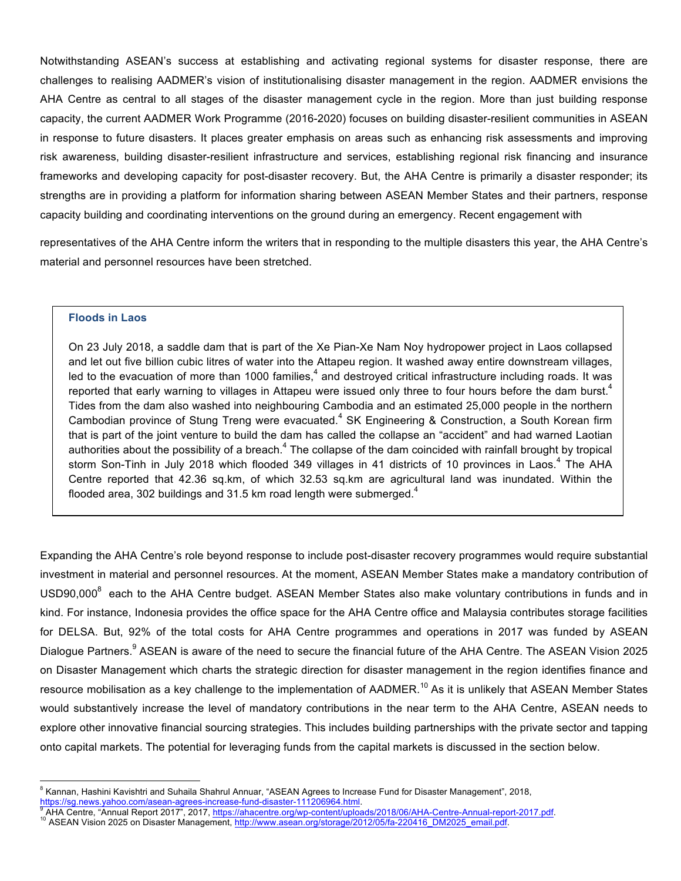Notwithstanding ASEAN's success at establishing and activating regional systems for disaster response, there are challenges to realising AADMER's vision of institutionalising disaster management in the region. AADMER envisions the AHA Centre as central to all stages of the disaster management cycle in the region. More than just building response capacity, the current AADMER Work Programme (2016-2020) focuses on building disaster-resilient communities in ASEAN in response to future disasters. It places greater emphasis on areas such as enhancing risk assessments and improving risk awareness, building disaster-resilient infrastructure and services, establishing regional risk financing and insurance frameworks and developing capacity for post-disaster recovery. But, the AHA Centre is primarily a disaster responder; its strengths are in providing a platform for information sharing between ASEAN Member States and their partners, response capacity building and coordinating interventions on the ground during an emergency. Recent engagement with representatives of the AHA Centre inform the writers that in responding to the multiple disasters this year, the AHA Centre's material and personnel resources have been stretched.

> **Floods in Laos**
>
> On 23 July 2018, a saddle dam that is part of the Xe Pian-Xe Nam Noy hydropower project in Laos collapsed and let out five billion cubic litres of water into the Attapeu region. It washed away entire downstream villages, led to the evacuation of more than 1000 families,[4] and destroyed critical infrastructure including roads. It was reported that early warning to villages in Attapeu were issued only three to four hours before the dam burst.[4] Tides from the dam also washed into neighbouring Cambodia and an estimated 25,000 people in the northern Cambodian province of Stung Treng were evacuated.[4] SK Engineering & Construction, a South Korean firm that is part of the joint venture to build the dam has called the collapse an "accident" and had warned Laotian authorities about the possibility of a breach.[4] The collapse of the dam coincided with rainfall brought by tropical storm Son-Tinh in July 2018 which flooded 349 villages in 41 districts of 10 provinces in Laos.[4] The AHA Centre reported that 42.36 sq.km, of which 32.53 sq.km are agricultural land was inundated. Within the flooded area, 302 buildings and 31.5 km road length were submerged.[4]

Expanding the AHA Centre's role beyond response to include post-disaster recovery programmes would require substantial investment in material and personnel resources. At the moment, ASEAN Member States make a mandatory contribution of USD90,000[8] each to the AHA Centre budget. ASEAN Member States also make voluntary contributions in funds and in kind. For instance, Indonesia provides the office space for the AHA Centre office and Malaysia contributes storage facilities for DELSA. But, 92% of the total costs for AHA Centre programmes and operations in 2017 was funded by ASEAN Dialogue Partners.[9] ASEAN is aware of the need to secure the financial future of the AHA Centre. The ASEAN Vision 2025 on Disaster Management which charts the strategic direction for disaster management in the region identifies finance and resource mobilisation as a key challenge to the implementation of AADMER.[10] As it is unlikely that ASEAN Member States would substantively increase the level of mandatory contributions in the near term to the AHA Centre, ASEAN needs to explore other innovative financial sourcing strategies. This includes building partnerships with the private sector and tapping onto capital markets. The potential for leveraging funds from the capital markets is discussed in the section below.

---

[8] Kannan, Hashini Kavishtri and Suhaila Shahrul Annuar, "ASEAN Agrees to Increase Fund for Disaster Management", 2018, https://sg.news.yahoo.com/asean-agrees-increase-fund-disaster-111206964.html.

[9] AHA Centre, "Annual Report 2017", 2017, https://ahacentre.org/wp-content/uploads/2018/06/AHA-Centre-Annual-report-2017.pdf.

[10] ASEAN Vision 2025 on Disaster Management, http://www.asean.org/storage/2012/05/fa-220416_DM2025_email.pdf.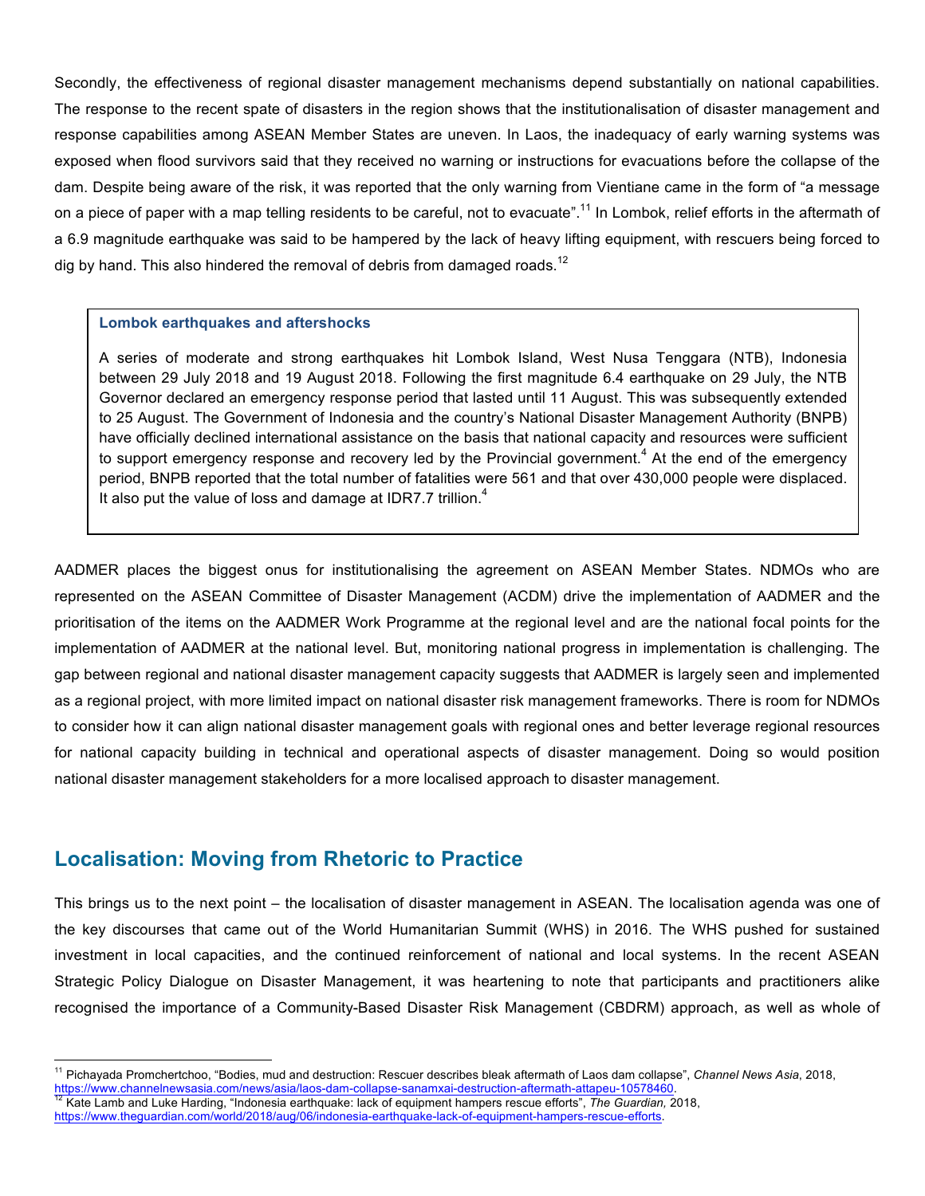Secondly, the effectiveness of regional disaster management mechanisms depend substantially on national capabilities. The response to the recent spate of disasters in the region shows that the institutionalisation of disaster management and response capabilities among ASEAN Member States are uneven. In Laos, the inadequacy of early warning systems was exposed when flood survivors said that they received no warning or instructions for evacuations before the collapse of the dam. Despite being aware of the risk, it was reported that the only warning from Vientiane came in the form of "a message on a piece of paper with a map telling residents to be careful, not to evacuate".[11] In Lombok, relief efforts in the aftermath of a 6.9 magnitude earthquake was said to be hampered by the lack of heavy lifting equipment, with rescuers being forced to dig by hand. This also hindered the removal of debris from damaged roads.[12]

> **Lombok earthquakes and aftershocks**
>
> A series of moderate and strong earthquakes hit Lombok Island, West Nusa Tenggara (NTB), Indonesia between 29 July 2018 and 19 August 2018. Following the first magnitude 6.4 earthquake on 29 July, the NTB Governor declared an emergency response period that lasted until 11 August. This was subsequently extended to 25 August. The Government of Indonesia and the country's National Disaster Management Authority (BNPB) have officially declined international assistance on the basis that national capacity and resources were sufficient to support emergency response and recovery led by the Provincial government.[4] At the end of the emergency period, BNPB reported that the total number of fatalities were 561 and that over 430,000 people were displaced. It also put the value of loss and damage at IDR7.7 trillion.[4]

AADMER places the biggest onus for institutionalising the agreement on ASEAN Member States. NDMOs who are represented on the ASEAN Committee of Disaster Management (ACDM) drive the implementation of AADMER and the prioritisation of the items on the AADMER Work Programme at the regional level and are the national focal points for the implementation of AADMER at the national level. But, monitoring national progress in implementation is challenging. The gap between regional and national disaster management capacity suggests that AADMER is largely seen and implemented as a regional project, with more limited impact on national disaster risk management frameworks. There is room for NDMOs to consider how it can align national disaster management goals with regional ones and better leverage regional resources for national capacity building in technical and operational aspects of disaster management. Doing so would position national disaster management stakeholders for a more localised approach to disaster management.

## Localisation: Moving from Rhetoric to Practice

This brings us to the next point – the localisation of disaster management in ASEAN. The localisation agenda was one of the key discourses that came out of the World Humanitarian Summit (WHS) in 2016. The WHS pushed for sustained investment in local capacities, and the continued reinforcement of national and local systems. In the recent ASEAN Strategic Policy Dialogue on Disaster Management, it was heartening to note that participants and practitioners alike recognised the importance of a Community-Based Disaster Risk Management (CBDRM) approach, as well as whole of

---

[11] Pichayada Promchertchoo, "Bodies, mud and destruction: Rescuer describes bleak aftermath of Laos dam collapse", *Channel News Asia*, 2018, https://www.channelnewsasia.com/news/asia/laos-dam-collapse-sanamxai-destruction-aftermath-attapeu-10578460.

[12] Kate Lamb and Luke Harding, "Indonesia earthquake: lack of equipment hampers rescue efforts", *The Guardian,* 2018, https://www.theguardian.com/world/2018/aug/06/indonesia-earthquake-lack-of-equipment-hampers-rescue-efforts.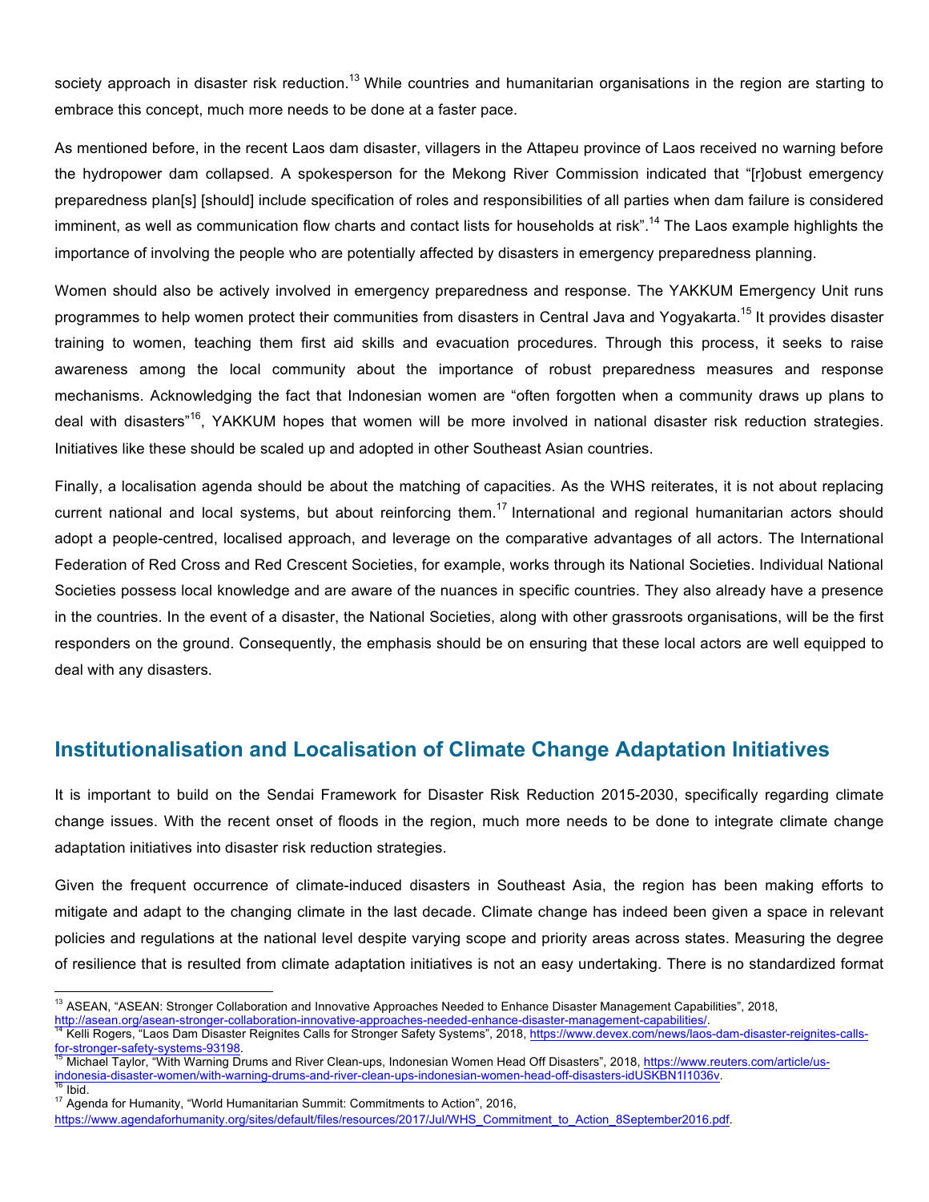society approach in disaster risk reduction.[13] While countries and humanitarian organisations in the region are starting to embrace this concept, much more needs to be done at a faster pace.

As mentioned before, in the recent Laos dam disaster, villagers in the Attapeu province of Laos received no warning before the hydropower dam collapsed. A spokesperson for the Mekong River Commission indicated that "[r]obust emergency preparedness plan[s] [should] include specification of roles and responsibilities of all parties when dam failure is considered imminent, as well as communication flow charts and contact lists for households at risk".[14] The Laos example highlights the importance of involving the people who are potentially affected by disasters in emergency preparedness planning.

Women should also be actively involved in emergency preparedness and response. The YAKKUM Emergency Unit runs programmes to help women protect their communities from disasters in Central Java and Yogyakarta.[15] It provides disaster training to women, teaching them first aid skills and evacuation procedures. Through this process, it seeks to raise awareness among the local community about the importance of robust preparedness measures and response mechanisms. Acknowledging the fact that Indonesian women are "often forgotten when a community draws up plans to deal with disasters"[16], YAKKUM hopes that women will be more involved in national disaster risk reduction strategies. Initiatives like these should be scaled up and adopted in other Southeast Asian countries.

Finally, a localisation agenda should be about the matching of capacities. As the WHS reiterates, it is not about replacing current national and local systems, but about reinforcing them.[17] International and regional humanitarian actors should adopt a people-centred, localised approach, and leverage on the comparative advantages of all actors. The International Federation of Red Cross and Red Crescent Societies, for example, works through its National Societies. Individual National Societies possess local knowledge and are aware of the nuances in specific countries. They also already have a presence in the countries. In the event of a disaster, the National Societies, along with other grassroots organisations, will be the first responders on the ground. Consequently, the emphasis should be on ensuring that these local actors are well equipped to deal with any disasters.

## Institutionalisation and Localisation of Climate Change Adaptation Initiatives

It is important to build on the Sendai Framework for Disaster Risk Reduction 2015-2030, specifically regarding climate change issues. With the recent onset of floods in the region, much more needs to be done to integrate climate change adaptation initiatives into disaster risk reduction strategies.

Given the frequent occurrence of climate-induced disasters in Southeast Asia, the region has been making efforts to mitigate and adapt to the changing climate in the last decade. Climate change has indeed been given a space in relevant policies and regulations at the national level despite varying scope and priority areas across states. Measuring the degree of resilience that is resulted from climate adaptation initiatives is not an easy undertaking. There is no standardized format

---

[13] ASEAN, "ASEAN: Stronger Collaboration and Innovative Approaches Needed to Enhance Disaster Management Capabilities", 2018, http://asean.org/asean-stronger-collaboration-innovative-approaches-needed-enhance-disaster-management-capabilities/.

[14] Kelli Rogers, "Laos Dam Disaster Reignites Calls for Stronger Safety Systems", 2018, https://www.devex.com/news/laos-dam-disaster-reignites-calls-for-stronger-safety-systems-93198.

[15] Michael Taylor, "With Warning Drums and River Clean-ups, Indonesian Women Head Off Disasters", 2018, https://www.reuters.com/article/us-indonesia-disaster-women/with-warning-drums-and-river-clean-ups-indonesian-women-head-off-disasters-idUSKBN1I1036v.

[16] Ibid.

[17] Agenda for Humanity, "World Humanitarian Summit: Commitments to Action", 2016, https://www.agendaforhumanity.org/sites/default/files/resources/2017/Jul/WHS_Commitment_to_Action_8September2016.pdf.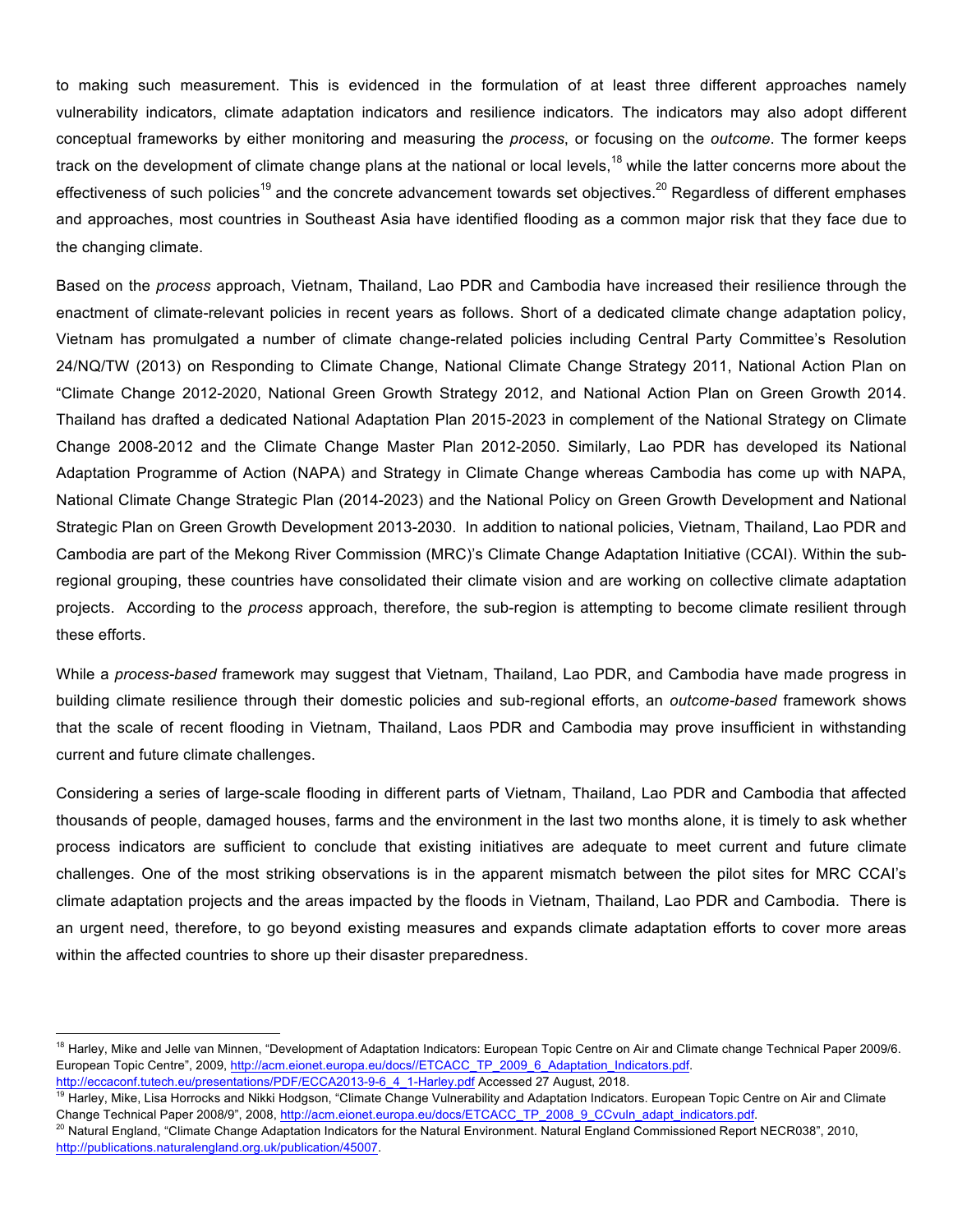to making such measurement. This is evidenced in the formulation of at least three different approaches namely vulnerability indicators, climate adaptation indicators and resilience indicators. The indicators may also adopt different conceptual frameworks by either monitoring and measuring the *process*, or focusing on the *outcome*. The former keeps track on the development of climate change plans at the national or local levels,[18] while the latter concerns more about the effectiveness of such policies[19] and the concrete advancement towards set objectives.[20] Regardless of different emphases and approaches, most countries in Southeast Asia have identified flooding as a common major risk that they face due to the changing climate.

Based on the *process* approach, Vietnam, Thailand, Lao PDR and Cambodia have increased their resilience through the enactment of climate-relevant policies in recent years as follows. Short of a dedicated climate change adaptation policy, Vietnam has promulgated a number of climate change-related policies including Central Party Committee's Resolution 24/NQ/TW (2013) on Responding to Climate Change, National Climate Change Strategy 2011, National Action Plan on "Climate Change 2012-2020, National Green Growth Strategy 2012, and National Action Plan on Green Growth 2014. Thailand has drafted a dedicated National Adaptation Plan 2015-2023 in complement of the National Strategy on Climate Change 2008-2012 and the Climate Change Master Plan 2012-2050. Similarly, Lao PDR has developed its National Adaptation Programme of Action (NAPA) and Strategy in Climate Change whereas Cambodia has come up with NAPA, National Climate Change Strategic Plan (2014-2023) and the National Policy on Green Growth Development and National Strategic Plan on Green Growth Development 2013-2030. In addition to national policies, Vietnam, Thailand, Lao PDR and Cambodia are part of the Mekong River Commission (MRC)'s Climate Change Adaptation Initiative (CCAI). Within the sub-regional grouping, these countries have consolidated their climate vision and are working on collective climate adaptation projects. According to the *process* approach, therefore, the sub-region is attempting to become climate resilient through these efforts.

While a *process-based* framework may suggest that Vietnam, Thailand, Lao PDR, and Cambodia have made progress in building climate resilience through their domestic policies and sub-regional efforts, an *outcome-based* framework shows that the scale of recent flooding in Vietnam, Thailand, Laos PDR and Cambodia may prove insufficient in withstanding current and future climate challenges.

Considering a series of large-scale flooding in different parts of Vietnam, Thailand, Lao PDR and Cambodia that affected thousands of people, damaged houses, farms and the environment in the last two months alone, it is timely to ask whether process indicators are sufficient to conclude that existing initiatives are adequate to meet current and future climate challenges. One of the most striking observations is in the apparent mismatch between the pilot sites for MRC CCAI's climate adaptation projects and the areas impacted by the floods in Vietnam, Thailand, Lao PDR and Cambodia. There is an urgent need, therefore, to go beyond existing measures and expands climate adaptation efforts to cover more areas within the affected countries to shore up their disaster preparedness.

---

[18] Harley, Mike and Jelle van Minnen, "Development of Adaptation Indicators: European Topic Centre on Air and Climate change Technical Paper 2009/6. European Topic Centre", 2009, http://acm.eionet.europa.eu/docs//ETCACC_TP_2009_6_Adaptation_Indicators.pdf. http://eccaconf.tutech.eu/presentations/PDF/ECCA2013-9-6_4_1-Harley.pdf Accessed 27 August, 2018.

[19] Harley, Mike, Lisa Horrocks and Nikki Hodgson, "Climate Change Vulnerability and Adaptation Indicators. European Topic Centre on Air and Climate Change Technical Paper 2008/9", 2008, http://acm.eionet.europa.eu/docs/ETCACC_TP_2008_9_CCvuln_adapt_indicators.pdf.

[20] Natural England, "Climate Change Adaptation Indicators for the Natural Environment. Natural England Commissioned Report NECR038", 2010, http://publications.naturalengland.org.uk/publication/45007.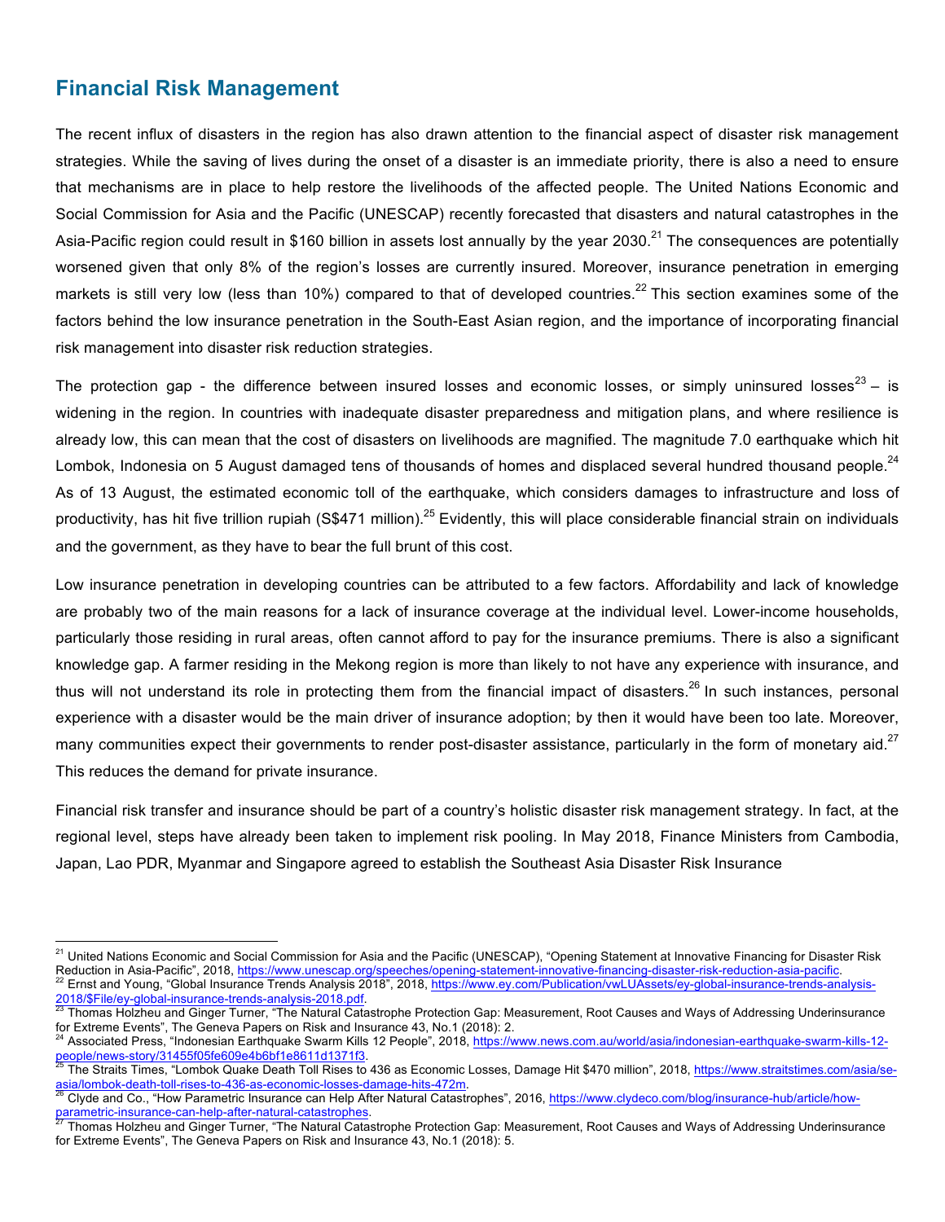## Financial Risk Management

The recent influx of disasters in the region has also drawn attention to the financial aspect of disaster risk management strategies. While the saving of lives during the onset of a disaster is an immediate priority, there is also a need to ensure that mechanisms are in place to help restore the livelihoods of the affected people. The United Nations Economic and Social Commission for Asia and the Pacific (UNESCAP) recently forecasted that disasters and natural catastrophes in the Asia-Pacific region could result in $160 billion in assets lost annually by the year 2030.[21] The consequences are potentially worsened given that only 8% of the region's losses are currently insured. Moreover, insurance penetration in emerging markets is still very low (less than 10%) compared to that of developed countries.[22] This section examines some of the factors behind the low insurance penetration in the South-East Asian region, and the importance of incorporating financial risk management into disaster risk reduction strategies.

The protection gap - the difference between insured losses and economic losses, or simply uninsured losses[23] – is widening in the region. In countries with inadequate disaster preparedness and mitigation plans, and where resilience is already low, this can mean that the cost of disasters on livelihoods are magnified. The magnitude 7.0 earthquake which hit Lombok, Indonesia on 5 August damaged tens of thousands of homes and displaced several hundred thousand people.[24] As of 13 August, the estimated economic toll of the earthquake, which considers damages to infrastructure and loss of productivity, has hit five trillion rupiah (S$471 million).[25] Evidently, this will place considerable financial strain on individuals and the government, as they have to bear the full brunt of this cost.

Low insurance penetration in developing countries can be attributed to a few factors. Affordability and lack of knowledge are probably two of the main reasons for a lack of insurance coverage at the individual level. Lower-income households, particularly those residing in rural areas, often cannot afford to pay for the insurance premiums. There is also a significant knowledge gap. A farmer residing in the Mekong region is more than likely to not have any experience with insurance, and thus will not understand its role in protecting them from the financial impact of disasters.[26] In such instances, personal experience with a disaster would be the main driver of insurance adoption; by then it would have been too late. Moreover, many communities expect their governments to render post-disaster assistance, particularly in the form of monetary aid.[27] This reduces the demand for private insurance.

Financial risk transfer and insurance should be part of a country's holistic disaster risk management strategy. In fact, at the regional level, steps have already been taken to implement risk pooling. In May 2018, Finance Ministers from Cambodia, Japan, Lao PDR, Myanmar and Singapore agreed to establish the Southeast Asia Disaster Risk Insurance

---

[21] United Nations Economic and Social Commission for Asia and the Pacific (UNESCAP), "Opening Statement at Innovative Financing for Disaster Risk Reduction in Asia-Pacific", 2018, https://www.unescap.org/speeches/opening-statement-innovative-financing-disaster-risk-reduction-asia-pacific.

[22] Ernst and Young, "Global Insurance Trends Analysis 2018", 2018, https://www.ey.com/Publication/vwLUAssets/ey-global-insurance-trends-analysis-2018/$File/ey-global-insurance-trends-analysis-2018.pdf.

[23] Thomas Holzheu and Ginger Turner, "The Natural Catastrophe Protection Gap: Measurement, Root Causes and Ways of Addressing Underinsurance for Extreme Events", The Geneva Papers on Risk and Insurance 43, No.1 (2018): 2.

[24] Associated Press, "Indonesian Earthquake Swarm Kills 12 People", 2018, https://www.news.com.au/world/asia/indonesian-earthquake-swarm-kills-12-people/news-story/31455f05fe609e4b6bf1e8611d1371f3.

[25] The Straits Times, "Lombok Quake Death Toll Rises to 436 as Economic Losses, Damage Hit $470 million", 2018, https://www.straitstimes.com/asia/se-asia/lombok-death-toll-rises-to-436-as-economic-losses-damage-hits-472m.

[26] Clyde and Co., "How Parametric Insurance can Help After Natural Catastrophes", 2016, https://www.clydeco.com/blog/insurance-hub/article/how-parametric-insurance-can-help-after-natural-catastrophes.

[27] Thomas Holzheu and Ginger Turner, "The Natural Catastrophe Protection Gap: Measurement, Root Causes and Ways of Addressing Underinsurance for Extreme Events", The Geneva Papers on Risk and Insurance 43, No.1 (2018): 5.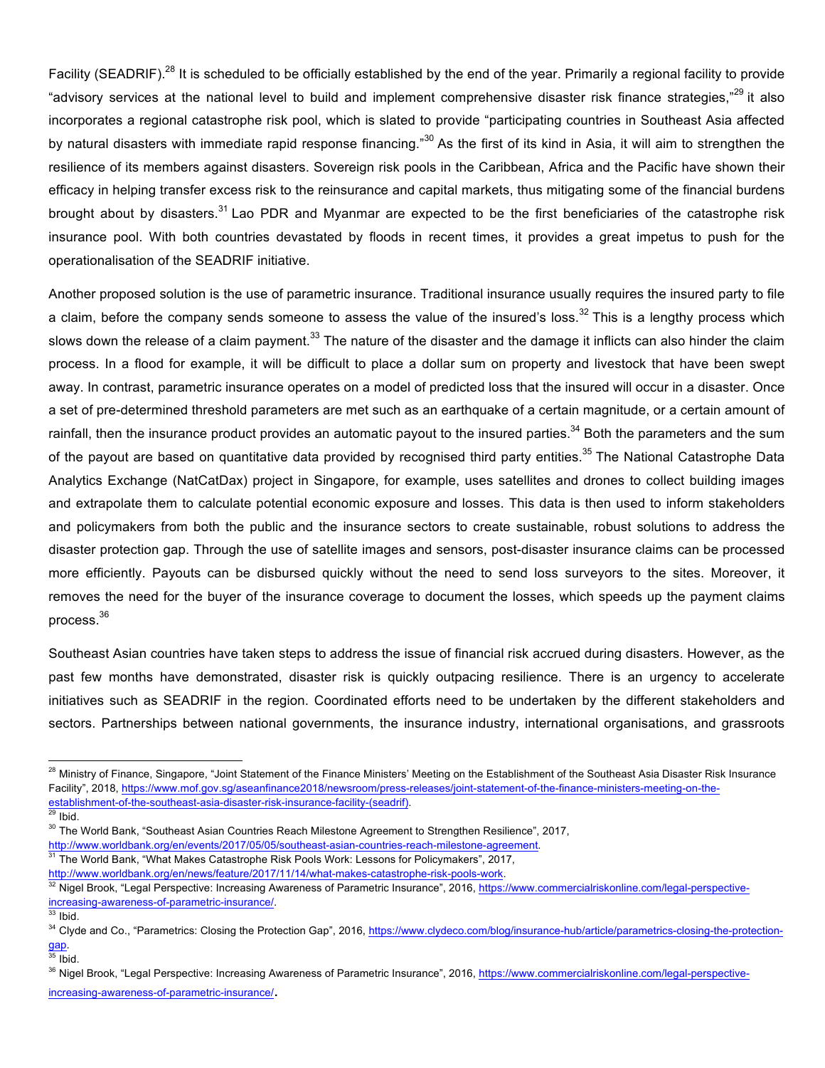Facility (SEADRIF).[28] It is scheduled to be officially established by the end of the year. Primarily a regional facility to provide "advisory services at the national level to build and implement comprehensive disaster risk finance strategies,"[29] it also incorporates a regional catastrophe risk pool, which is slated to provide "participating countries in Southeast Asia affected by natural disasters with immediate rapid response financing."[30] As the first of its kind in Asia, it will aim to strengthen the resilience of its members against disasters. Sovereign risk pools in the Caribbean, Africa and the Pacific have shown their efficacy in helping transfer excess risk to the reinsurance and capital markets, thus mitigating some of the financial burdens brought about by disasters.[31] Lao PDR and Myanmar are expected to be the first beneficiaries of the catastrophe risk insurance pool. With both countries devastated by floods in recent times, it provides a great impetus to push for the operationalisation of the SEADRIF initiative.

Another proposed solution is the use of parametric insurance. Traditional insurance usually requires the insured party to file a claim, before the company sends someone to assess the value of the insured's loss.[32] This is a lengthy process which slows down the release of a claim payment.[33] The nature of the disaster and the damage it inflicts can also hinder the claim process. In a flood for example, it will be difficult to place a dollar sum on property and livestock that have been swept away. In contrast, parametric insurance operates on a model of predicted loss that the insured will occur in a disaster. Once a set of pre-determined threshold parameters are met such as an earthquake of a certain magnitude, or a certain amount of rainfall, then the insurance product provides an automatic payout to the insured parties.[34] Both the parameters and the sum of the payout are based on quantitative data provided by recognised third party entities.[35] The National Catastrophe Data Analytics Exchange (NatCatDax) project in Singapore, for example, uses satellites and drones to collect building images and extrapolate them to calculate potential economic exposure and losses. This data is then used to inform stakeholders and policymakers from both the public and the insurance sectors to create sustainable, robust solutions to address the disaster protection gap. Through the use of satellite images and sensors, post-disaster insurance claims can be processed more efficiently. Payouts can be disbursed quickly without the need to send loss surveyors to the sites. Moreover, it removes the need for the buyer of the insurance coverage to document the losses, which speeds up the payment claims process.[36]

Southeast Asian countries have taken steps to address the issue of financial risk accrued during disasters. However, as the past few months have demonstrated, disaster risk is quickly outpacing resilience. There is an urgency to accelerate initiatives such as SEADRIF in the region. Coordinated efforts need to be undertaken by the different stakeholders and sectors. Partnerships between national governments, the insurance industry, international organisations, and grassroots

---

[28] Ministry of Finance, Singapore, "Joint Statement of the Finance Ministers' Meeting on the Establishment of the Southeast Asia Disaster Risk Insurance Facility", 2018, https://www.mof.gov.sg/aseanfinance2018/newsroom/press-releases/joint-statement-of-the-finance-ministers-meeting-on-the-establishment-of-the-southeast-asia-disaster-risk-insurance-facility-(seadrif).

[29] Ibid.

[30] The World Bank, "Southeast Asian Countries Reach Milestone Agreement to Strengthen Resilience", 2017, http://www.worldbank.org/en/events/2017/05/05/southeast-asian-countries-reach-milestone-agreement.

[31] The World Bank, "What Makes Catastrophe Risk Pools Work: Lessons for Policymakers", 2017, http://www.worldbank.org/en/news/feature/2017/11/14/what-makes-catastrophe-risk-pools-work.

[32] Nigel Brook, "Legal Perspective: Increasing Awareness of Parametric Insurance", 2016, https://www.commercialriskonline.com/legal-perspective-increasing-awareness-of-parametric-insurance/.

[33] Ibid.

[34] Clyde and Co., "Parametrics: Closing the Protection Gap", 2016, https://www.clydeco.com/blog/insurance-hub/article/parametrics-closing-the-protection-gap.

[35] Ibid.

[36] Nigel Brook, "Legal Perspective: Increasing Awareness of Parametric Insurance", 2016, https://www.commercialriskonline.com/legal-perspective-increasing-awareness-of-parametric-insurance/.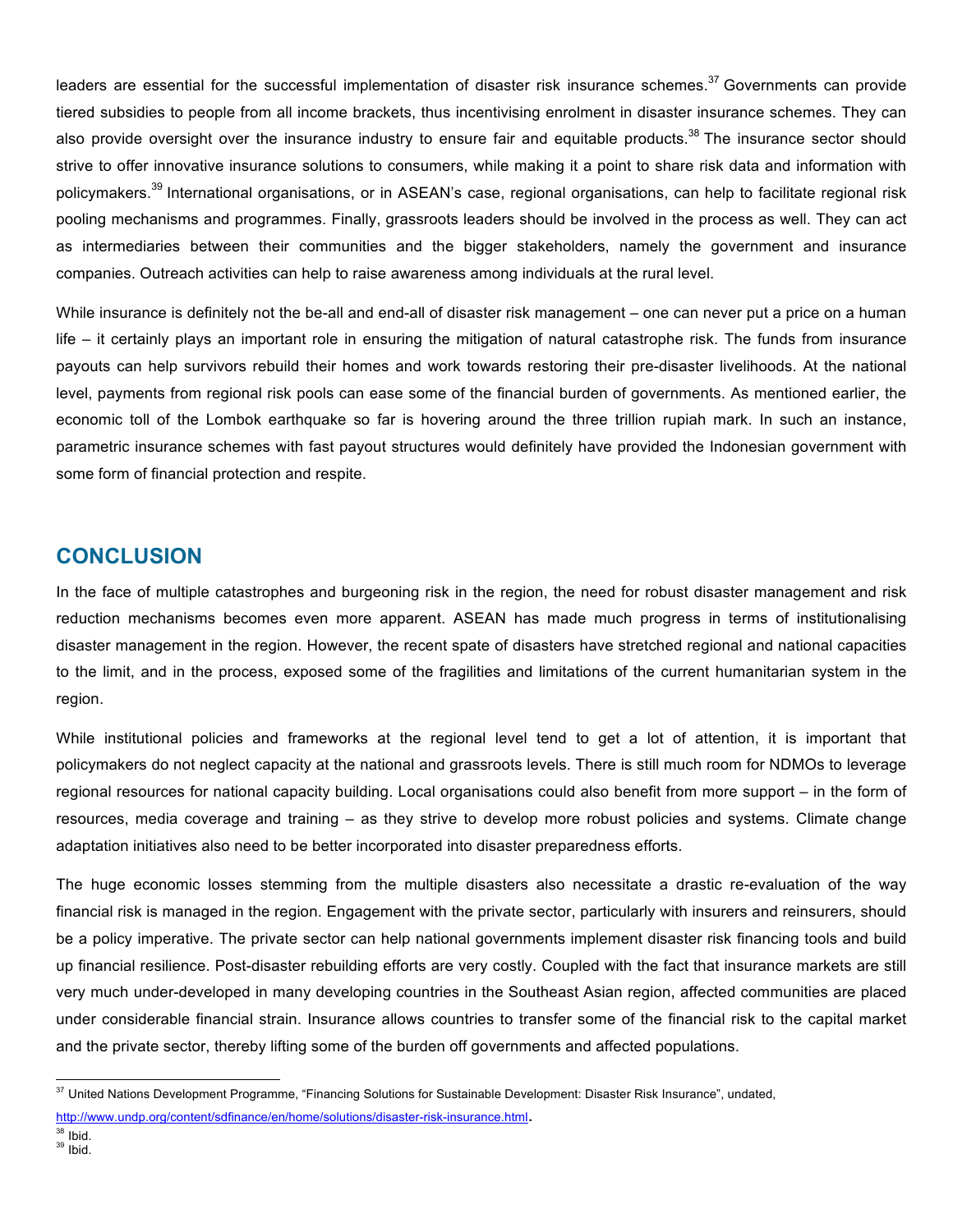leaders are essential for the successful implementation of disaster risk insurance schemes.[37] Governments can provide tiered subsidies to people from all income brackets, thus incentivising enrolment in disaster insurance schemes. They can also provide oversight over the insurance industry to ensure fair and equitable products.[38] The insurance sector should strive to offer innovative insurance solutions to consumers, while making it a point to share risk data and information with policymakers.[39] International organisations, or in ASEAN's case, regional organisations, can help to facilitate regional risk pooling mechanisms and programmes. Finally, grassroots leaders should be involved in the process as well. They can act as intermediaries between their communities and the bigger stakeholders, namely the government and insurance companies. Outreach activities can help to raise awareness among individuals at the rural level.

While insurance is definitely not the be-all and end-all of disaster risk management – one can never put a price on a human life – it certainly plays an important role in ensuring the mitigation of natural catastrophe risk. The funds from insurance payouts can help survivors rebuild their homes and work towards restoring their pre-disaster livelihoods. At the national level, payments from regional risk pools can ease some of the financial burden of governments. As mentioned earlier, the economic toll of the Lombok earthquake so far is hovering around the three trillion rupiah mark. In such an instance, parametric insurance schemes with fast payout structures would definitely have provided the Indonesian government with some form of financial protection and respite.

## CONCLUSION

In the face of multiple catastrophes and burgeoning risk in the region, the need for robust disaster management and risk reduction mechanisms becomes even more apparent. ASEAN has made much progress in terms of institutionalising disaster management in the region. However, the recent spate of disasters have stretched regional and national capacities to the limit, and in the process, exposed some of the fragilities and limitations of the current humanitarian system in the region.

While institutional policies and frameworks at the regional level tend to get a lot of attention, it is important that policymakers do not neglect capacity at the national and grassroots levels. There is still much room for NDMOs to leverage regional resources for national capacity building. Local organisations could also benefit from more support – in the form of resources, media coverage and training – as they strive to develop more robust policies and systems. Climate change adaptation initiatives also need to be better incorporated into disaster preparedness efforts.

The huge economic losses stemming from the multiple disasters also necessitate a drastic re-evaluation of the way financial risk is managed in the region. Engagement with the private sector, particularly with insurers and reinsurers, should be a policy imperative. The private sector can help national governments implement disaster risk financing tools and build up financial resilience. Post-disaster rebuilding efforts are very costly. Coupled with the fact that insurance markets are still very much under-developed in many developing countries in the Southeast Asian region, affected communities are placed under considerable financial strain. Insurance allows countries to transfer some of the financial risk to the capital market and the private sector, thereby lifting some of the burden off governments and affected populations.

---

[37] United Nations Development Programme, "Financing Solutions for Sustainable Development: Disaster Risk Insurance", undated, http://www.undp.org/content/sdfinance/en/home/solutions/disaster-risk-insurance.html.

[38] Ibid.

[39] Ibid.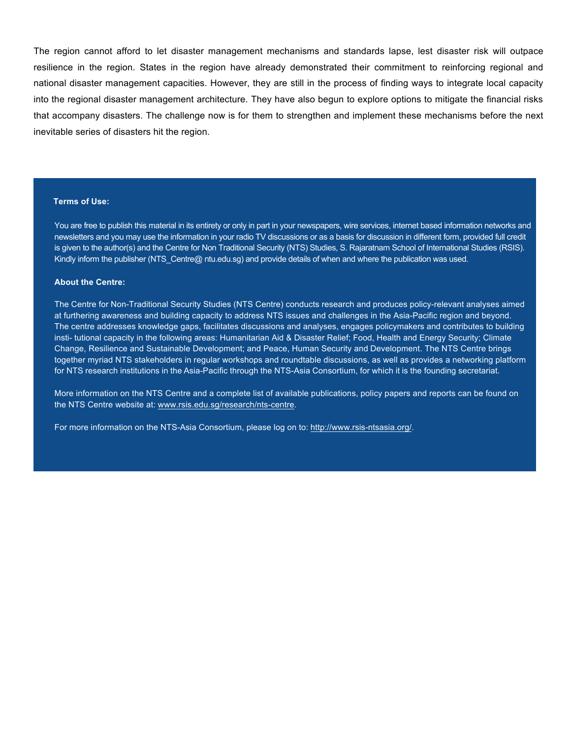The region cannot afford to let disaster management mechanisms and standards lapse, lest disaster risk will outpace resilience in the region. States in the region have already demonstrated their commitment to reinforcing regional and national disaster management capacities. However, they are still in the process of finding ways to integrate local capacity into the regional disaster management architecture. They have also begun to explore options to mitigate the financial risks that accompany disasters. The challenge now is for them to strengthen and implement these mechanisms before the next inevitable series of disasters hit the region.

**Terms of Use:**

You are free to publish this material in its entirety or only in part in your newspapers, wire services, internet based information networks and newsletters and you may use the information in your radio TV discussions or as a basis for discussion in different form, provided full credit is given to the author(s) and the Centre for Non Traditional Security (NTS) Studies, S. Rajaratnam School of International Studies (RSIS). Kindly inform the publisher (NTS_Centre@ ntu.edu.sg) and provide details of when and where the publication was used.

**About the Centre:**

The Centre for Non-Traditional Security Studies (NTS Centre) conducts research and produces policy-relevant analyses aimed at furthering awareness and building capacity to address NTS issues and challenges in the Asia-Pacific region and beyond. The centre addresses knowledge gaps, facilitates discussions and analyses, engages policymakers and contributes to building insti- tutional capacity in the following areas: Humanitarian Aid & Disaster Relief; Food, Health and Energy Security; Climate Change, Resilience and Sustainable Development; and Peace, Human Security and Development. The NTS Centre brings together myriad NTS stakeholders in regular workshops and roundtable discussions, as well as provides a networking platform for NTS research institutions in the Asia-Pacific through the NTS-Asia Consortium, for which it is the founding secretariat.

More information on the NTS Centre and a complete list of available publications, policy papers and reports can be found on the NTS Centre website at: www.rsis.edu.sg/research/nts-centre.

For more information on the NTS-Asia Consortium, please log on to: http://www.rsis-ntsasia.org/.